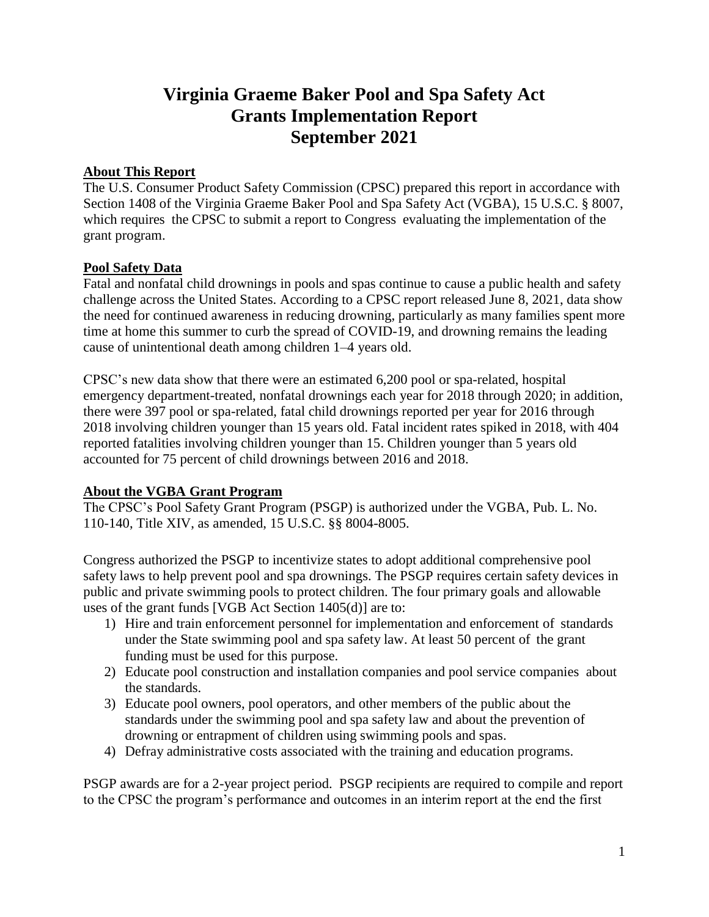# Virginia Graeme Baker Pool and Spa Safety Act Grants Implementation Report September 2021

**About This Report**

The U.S. Consumer Product Safety Commission (CPSC) prepared this report in accordance with Section 1408 of the Virginia Graeme Baker Pool and Spa Safety Act (VGBA), 15 U.S.C. § 8007, which requires the CPSC to submit a report to Congress evaluating the implementation of the grant program.

**Pool Safety Data**

Fatal and nonfatal child drownings in pools and spas continue to cause a public health and safety challenge across the United States. According to a CPSC report released June 8, 2021, data show the need for continued awareness in reducing drowning, particularly as many families spent more time at home this summer to curb the spread of COVID-19, and drowning remains the leading cause of unintentional death among children 1–4 years old.

CPSC's new data show that there were an estimated 6,200 pool or spa-related, hospital emergency department-treated, nonfatal drownings each year for 2018 through 2020; in addition, there were 397 pool or spa-related, fatal child drownings reported per year for 2016 through 2018 involving children younger than 15 years old. Fatal incident rates spiked in 2018, with 404 reported fatalities involving children younger than 15. Children younger than 5 years old accounted for 75 percent of child drownings between 2016 and 2018.

**About the VGBA Grant Program**

The CPSC's Pool Safety Grant Program (PSGP) is authorized under the VGBA, Pub. L. No. 110-140, Title XIV, as amended, 15 U.S.C. §§ 8004-8005.

Congress authorized the PSGP to incentivize states to adopt additional comprehensive pool safety laws to help prevent pool and spa drownings. The PSGP requires certain safety devices in public and private swimming pools to protect children. The four primary goals and allowable uses of the grant funds [VGB Act Section 1405(d)] are to:

1) Hire and train enforcement personnel for implementation and enforcement of standards under the State swimming pool and spa safety law. At least 50 percent of the grant funding must be used for this purpose.
2) Educate pool construction and installation companies and pool service companies about the standards.
3) Educate pool owners, pool operators, and other members of the public about the standards under the swimming pool and spa safety law and about the prevention of drowning or entrapment of children using swimming pools and spas.
4) Defray administrative costs associated with the training and education programs.

PSGP awards are for a 2-year project period. PSGP recipients are required to compile and report to the CPSC the program's performance and outcomes in an interim report at the end the first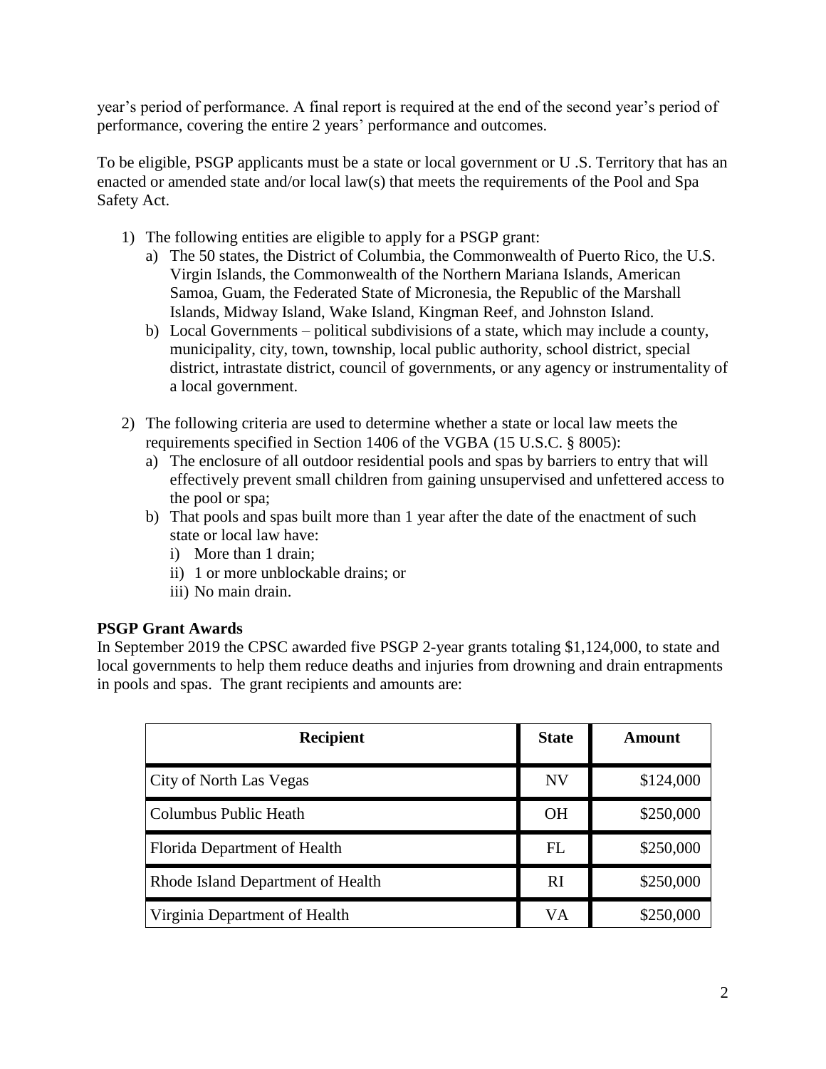year's period of performance. A final report is required at the end of the second year's period of performance, covering the entire 2 years' performance and outcomes.

To be eligible, PSGP applicants must be a state or local government or U .S. Territory that has an enacted or amended state and/or local law(s) that meets the requirements of the Pool and Spa Safety Act.

1) The following entities are eligible to apply for a PSGP grant:
   a) The 50 states, the District of Columbia, the Commonwealth of Puerto Rico, the U.S. Virgin Islands, the Commonwealth of the Northern Mariana Islands, American Samoa, Guam, the Federated State of Micronesia, the Republic of the Marshall Islands, Midway Island, Wake Island, Kingman Reef, and Johnston Island.
   b) Local Governments – political subdivisions of a state, which may include a county, municipality, city, town, township, local public authority, school district, special district, intrastate district, council of governments, or any agency or instrumentality of a local government.

2) The following criteria are used to determine whether a state or local law meets the requirements specified in Section 1406 of the VGBA (15 U.S.C. § 8005):
   a) The enclosure of all outdoor residential pools and spas by barriers to entry that will effectively prevent small children from gaining unsupervised and unfettered access to the pool or spa;
   b) That pools and spas built more than 1 year after the date of the enactment of such state or local law have:
      i) More than 1 drain;
      ii) 1 or more unblockable drains; or
      iii) No main drain.

**PSGP Grant Awards**

In September 2019 the CPSC awarded five PSGP 2-year grants totaling $1,124,000, to state and local governments to help them reduce deaths and injuries from drowning and drain entrapments in pools and spas. The grant recipients and amounts are:

| Recipient | State | Amount |
|---|---|---|
| City of North Las Vegas | NV | $124,000 |
| Columbus Public Heath | OH | $250,000 |
| Florida Department of Health | FL | $250,000 |
| Rhode Island Department of Health | RI | $250,000 |
| Virginia Department of Health | VA | $250,000 |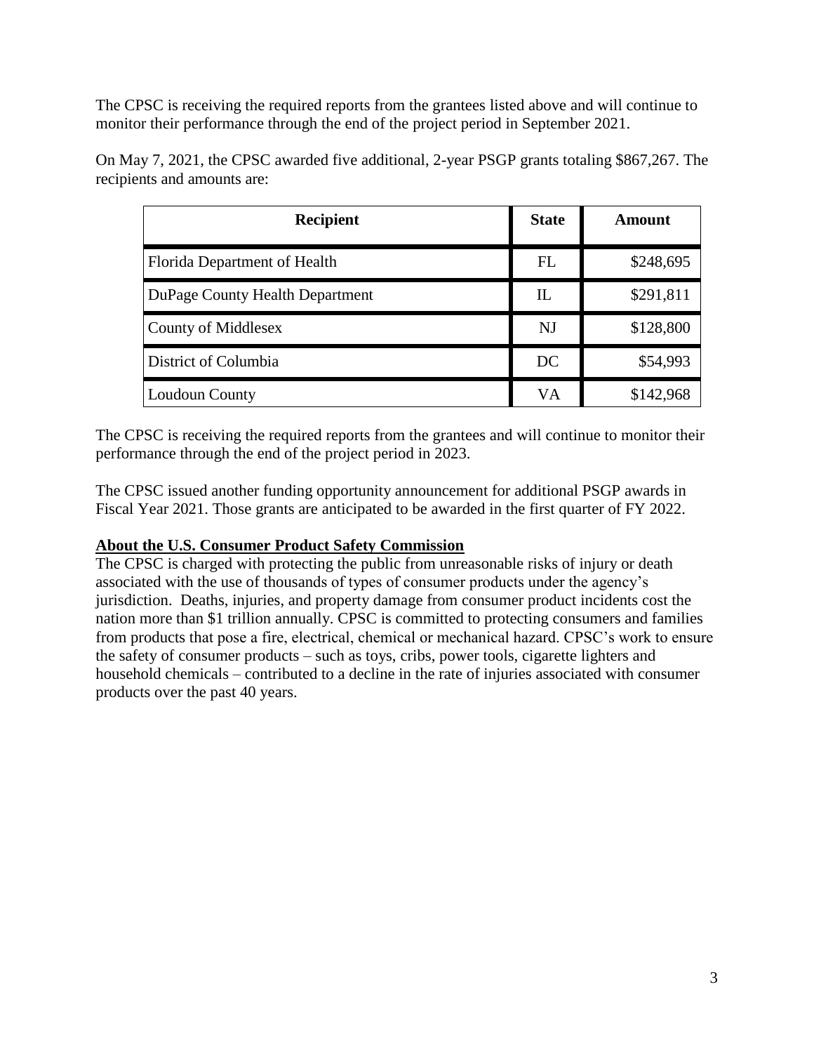The CPSC is receiving the required reports from the grantees listed above and will continue to monitor their performance through the end of the project period in September 2021.

On May 7, 2021, the CPSC awarded five additional, 2-year PSGP grants totaling $867,267. The recipients and amounts are:

| Recipient | State | Amount |
|---|---|---|
| Florida Department of Health | FL | $248,695 |
| DuPage County Health Department | IL | $291,811 |
| County of Middlesex | NJ | $128,800 |
| District of Columbia | DC | $54,993 |
| Loudoun County | VA | $142,968 |

The CPSC is receiving the required reports from the grantees and will continue to monitor their performance through the end of the project period in 2023.

The CPSC issued another funding opportunity announcement for additional PSGP awards in Fiscal Year 2021. Those grants are anticipated to be awarded in the first quarter of FY 2022.

**About the U.S. Consumer Product Safety Commission**

The CPSC is charged with protecting the public from unreasonable risks of injury or death associated with the use of thousands of types of consumer products under the agency's jurisdiction. Deaths, injuries, and property damage from consumer product incidents cost the nation more than $1 trillion annually. CPSC is committed to protecting consumers and families from products that pose a fire, electrical, chemical or mechanical hazard. CPSC's work to ensure the safety of consumer products – such as toys, cribs, power tools, cigarette lighters and household chemicals – contributed to a decline in the rate of injuries associated with consumer products over the past 40 years.